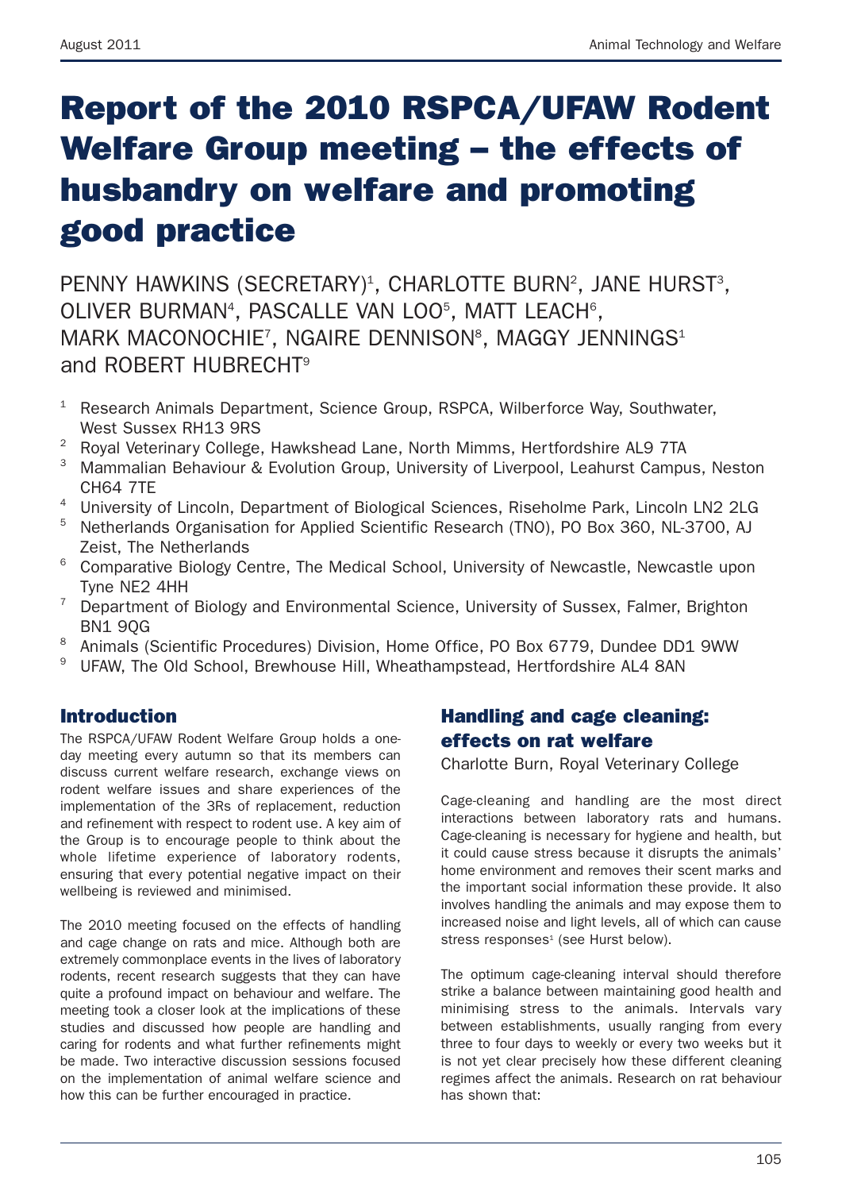# Report of the 2010 RSPCA/UFAW Rodent Welfare Group meeting – the effects of husbandry on welfare and promoting good practice

PENNY HAWKINS (SECRETARY)[1], CHARLOTTE BURN[2], JANE HURST[3], OLIVER BURMAN[4], PASCALLE VAN LOO[5], MATT LEACH[6], MARK MACONOCHIE[7], NGAIRE DENNISON[8], MAGGY JENNINGS[1] and ROBERT HUBRECHT[9]

[1] Research Animals Department, Science Group, RSPCA, Wilberforce Way, Southwater, West Sussex RH13 9RS

[2] Royal Veterinary College, Hawkshead Lane, North Mimms, Hertfordshire AL9 7TA

[3] Mammalian Behaviour & Evolution Group, University of Liverpool, Leahurst Campus, Neston CH64 7TE

[4] University of Lincoln, Department of Biological Sciences, Riseholme Park, Lincoln LN2 2LG

[5] Netherlands Organisation for Applied Scientific Research (TNO), PO Box 360, NL-3700, AJ Zeist, The Netherlands

[6] Comparative Biology Centre, The Medical School, University of Newcastle, Newcastle upon Tyne NE2 4HH

[7] Department of Biology and Environmental Science, University of Sussex, Falmer, Brighton BN1 9QG

[8] Animals (Scientific Procedures) Division, Home Office, PO Box 6779, Dundee DD1 9WW

[9] UFAW, The Old School, Brewhouse Hill, Wheathampstead, Hertfordshire AL4 8AN

## Introduction

The RSPCA/UFAW Rodent Welfare Group holds a one-day meeting every autumn so that its members can discuss current welfare research, exchange views on rodent welfare issues and share experiences of the implementation of the 3Rs of replacement, reduction and refinement with respect to rodent use. A key aim of the Group is to encourage people to think about the whole lifetime experience of laboratory rodents, ensuring that every potential negative impact on their wellbeing is reviewed and minimised.

The 2010 meeting focused on the effects of handling and cage change on rats and mice. Although both are extremely commonplace events in the lives of laboratory rodents, recent research suggests that they can have quite a profound impact on behaviour and welfare. The meeting took a closer look at the implications of these studies and discussed how people are handling and caring for rodents and what further refinements might be made. Two interactive discussion sessions focused on the implementation of animal welfare science and how this can be further encouraged in practice.

## Handling and cage cleaning: effects on rat welfare

Charlotte Burn, Royal Veterinary College

Cage-cleaning and handling are the most direct interactions between laboratory rats and humans. Cage-cleaning is necessary for hygiene and health, but it could cause stress because it disrupts the animals' home environment and removes their scent marks and the important social information these provide. It also involves handling the animals and may expose them to increased noise and light levels, all of which can cause stress responses[1] (see Hurst below).

The optimum cage-cleaning interval should therefore strike a balance between maintaining good health and minimising stress to the animals. Intervals vary between establishments, usually ranging from every three to four days to weekly or every two weeks but it is not yet clear precisely how these different cleaning regimes affect the animals. Research on rat behaviour has shown that: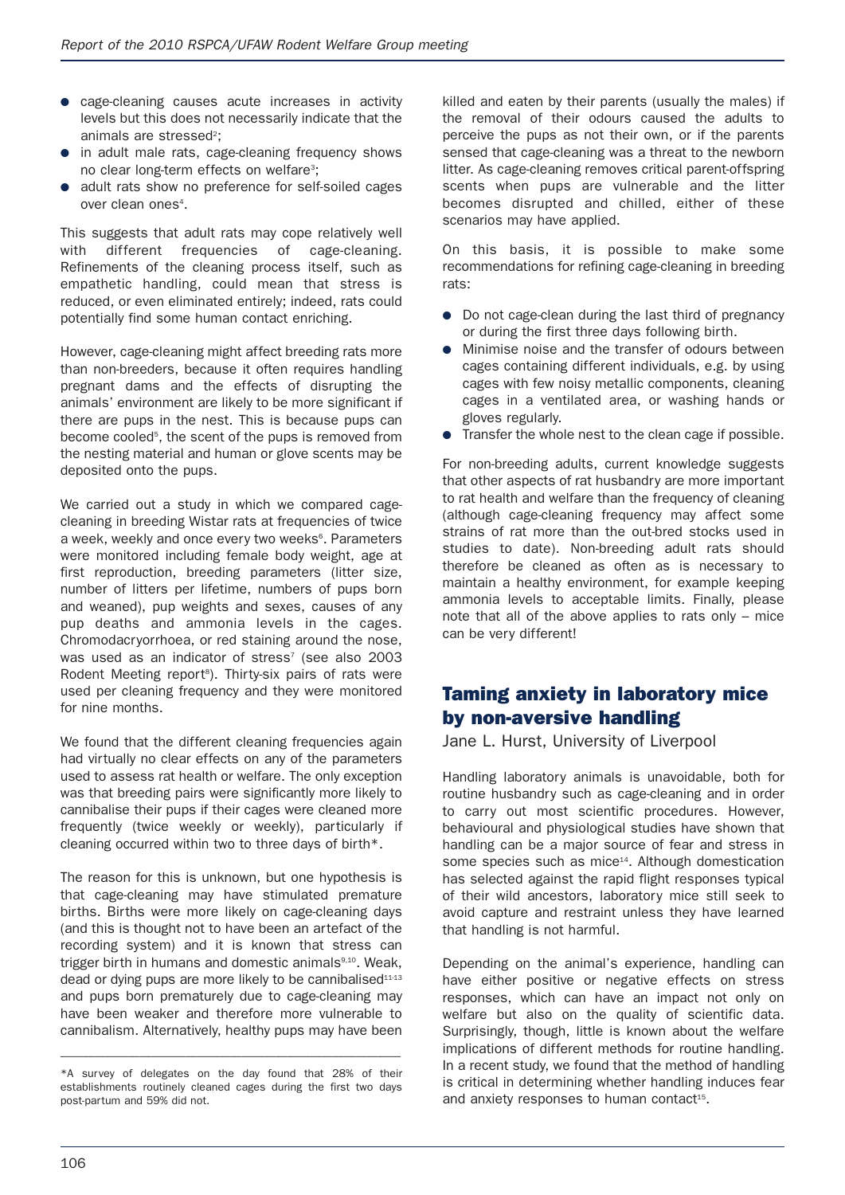- cage-cleaning causes acute increases in activity levels but this does not necessarily indicate that the animals are stressed[2];
- in adult male rats, cage-cleaning frequency shows no clear long-term effects on welfare[3];
- adult rats show no preference for self-soiled cages over clean ones[4].

This suggests that adult rats may cope relatively well with different frequencies of cage-cleaning. Refinements of the cleaning process itself, such as empathetic handling, could mean that stress is reduced, or even eliminated entirely; indeed, rats could potentially find some human contact enriching.

However, cage-cleaning might affect breeding rats more than non-breeders, because it often requires handling pregnant dams and the effects of disrupting the animals' environment are likely to be more significant if there are pups in the nest. This is because pups can become cooled[5], the scent of the pups is removed from the nesting material and human or glove scents may be deposited onto the pups.

We carried out a study in which we compared cage-cleaning in breeding Wistar rats at frequencies of twice a week, weekly and once every two weeks[6]. Parameters were monitored including female body weight, age at first reproduction, breeding parameters (litter size, number of litters per lifetime, numbers of pups born and weaned), pup weights and sexes, causes of any pup deaths and ammonia levels in the cages. Chromodacryorrhoea, or red staining around the nose, was used as an indicator of stress[7] (see also 2003 Rodent Meeting report[8]). Thirty-six pairs of rats were used per cleaning frequency and they were monitored for nine months.

We found that the different cleaning frequencies again had virtually no clear effects on any of the parameters used to assess rat health or welfare. The only exception was that breeding pairs were significantly more likely to cannibalise their pups if their cages were cleaned more frequently (twice weekly or weekly), particularly if cleaning occurred within two to three days of birth*.

The reason for this is unknown, but one hypothesis is that cage-cleaning may have stimulated premature births. Births were more likely on cage-cleaning days (and this is thought not to have been an artefact of the recording system) and it is known that stress can trigger birth in humans and domestic animals[9,10]. Weak, dead or dying pups are more likely to be cannibalised[11-13] and pups born prematurely due to cage-cleaning may have been weaker and therefore more vulnerable to cannibalism. Alternatively, healthy pups may have been killed and eaten by their parents (usually the males) if the removal of their odours caused the adults to perceive the pups as not their own, or if the parents sensed that cage-cleaning was a threat to the newborn litter. As cage-cleaning removes critical parent-offspring scents when pups are vulnerable and the litter becomes disrupted and chilled, either of these scenarios may have applied.

On this basis, it is possible to make some recommendations for refining cage-cleaning in breeding rats:

- Do not cage-clean during the last third of pregnancy or during the first three days following birth.
- Minimise noise and the transfer of odours between cages containing different individuals, e.g. by using cages with few noisy metallic components, cleaning cages in a ventilated area, or washing hands or gloves regularly.
- Transfer the whole nest to the clean cage if possible.

For non-breeding adults, current knowledge suggests that other aspects of rat husbandry are more important to rat health and welfare than the frequency of cleaning (although cage-cleaning frequency may affect some strains of rat more than the out-bred stocks used in studies to date). Non-breeding adult rats should therefore be cleaned as often as is necessary to maintain a healthy environment, for example keeping ammonia levels to acceptable limits. Finally, please note that all of the above applies to rats only – mice can be very different!

## Taming anxiety in laboratory mice by non-aversive handling

Jane L. Hurst, University of Liverpool

Handling laboratory animals is unavoidable, both for routine husbandry such as cage-cleaning and in order to carry out most scientific procedures. However, behavioural and physiological studies have shown that handling can be a major source of fear and stress in some species such as mice[14]. Although domestication has selected against the rapid flight responses typical of their wild ancestors, laboratory mice still seek to avoid capture and restraint unless they have learned that handling is not harmful.

Depending on the animal's experience, handling can have either positive or negative effects on stress responses, which can have an impact not only on welfare but also on the quality of scientific data. Surprisingly, though, little is known about the welfare implications of different methods for routine handling. In a recent study, we found that the method of handling is critical in determining whether handling induces fear and anxiety responses to human contact[15].

---

*A survey of delegates on the day found that 28% of their establishments routinely cleaned cages during the first two days post-partum and 59% did not.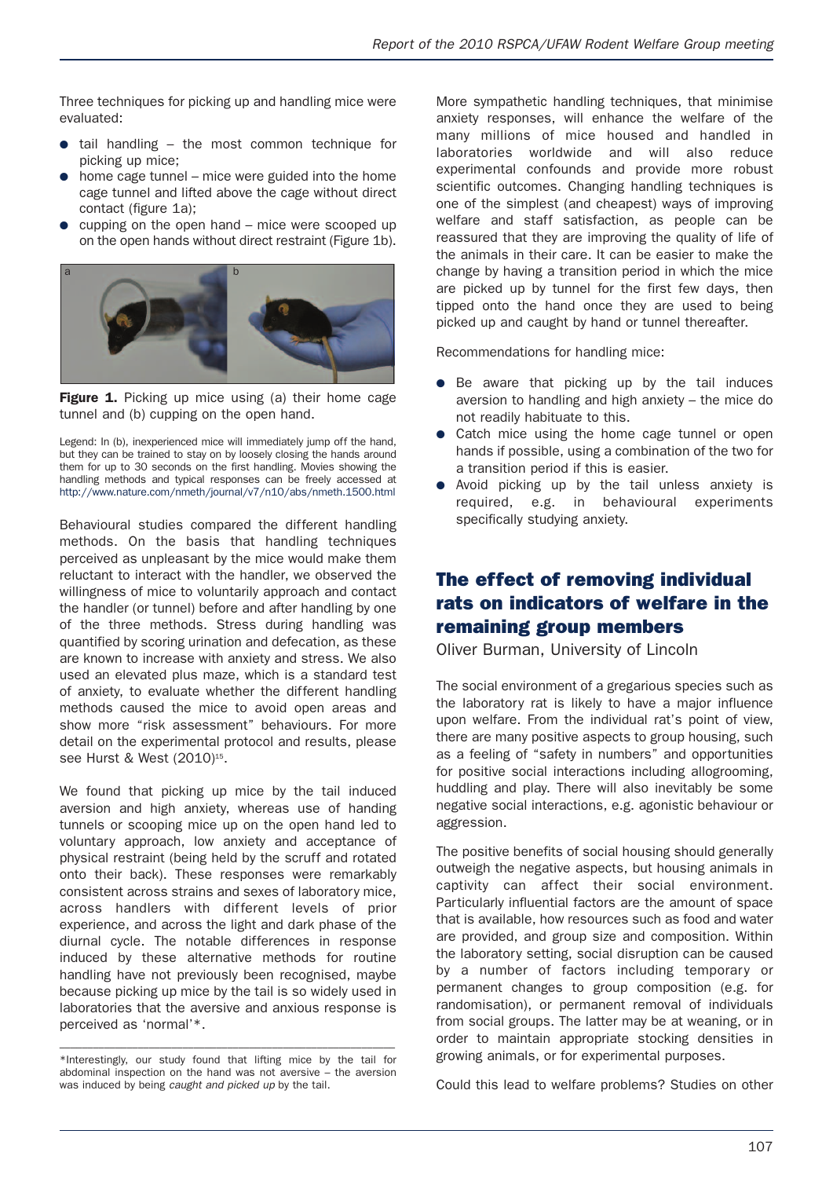Three techniques for picking up and handling mice were evaluated:

- tail handling – the most common technique for picking up mice;
- home cage tunnel – mice were guided into the home cage tunnel and lifted above the cage without direct contact (figure 1a);
- cupping on the open hand – mice were scooped up on the open hands without direct restraint (Figure 1b).

**Figure 1.** Picking up mice using (a) their home cage tunnel and (b) cupping on the open hand.

Legend: In (b), inexperienced mice will immediately jump off the hand, but they can be trained to stay on by loosely closing the hands around them for up to 30 seconds on the first handling. Movies showing the handling methods and typical responses can be freely accessed at http://www.nature.com/nmeth/journal/v7/n10/abs/nmeth.1500.html

Behavioural studies compared the different handling methods. On the basis that handling techniques perceived as unpleasant by the mice would make them reluctant to interact with the handler, we observed the willingness of mice to voluntarily approach and contact the handler (or tunnel) before and after handling by one of the three methods. Stress during handling was quantified by scoring urination and defecation, as these are known to increase with anxiety and stress. We also used an elevated plus maze, which is a standard test of anxiety, to evaluate whether the different handling methods caused the mice to avoid open areas and show more "risk assessment" behaviours. For more detail on the experimental protocol and results, please see Hurst & West (2010)[15].

We found that picking up mice by the tail induced aversion and high anxiety, whereas use of handing tunnels or scooping mice up on the open hand led to voluntary approach, low anxiety and acceptance of physical restraint (being held by the scruff and rotated onto their back). These responses were remarkably consistent across strains and sexes of laboratory mice, across handlers with different levels of prior experience, and across the light and dark phase of the diurnal cycle. The notable differences in response induced by these alternative methods for routine handling have not previously been recognised, maybe because picking up mice by the tail is so widely used in laboratories that the aversive and anxious response is perceived as 'normal'*.

*Interestingly, our study found that lifting mice by the tail for abdominal inspection on the hand was not aversive – the aversion was induced by being *caught and picked up* by the tail.

More sympathetic handling techniques, that minimise anxiety responses, will enhance the welfare of the many millions of mice housed and handled in laboratories worldwide and will also reduce experimental confounds and provide more robust scientific outcomes. Changing handling techniques is one of the simplest (and cheapest) ways of improving welfare and staff satisfaction, as people can be reassured that they are improving the quality of life of the animals in their care. It can be easier to make the change by having a transition period in which the mice are picked up by tunnel for the first few days, then tipped onto the hand once they are used to being picked up and caught by hand or tunnel thereafter.

Recommendations for handling mice:

- Be aware that picking up by the tail induces aversion to handling and high anxiety – the mice do not readily habituate to this.
- Catch mice using the home cage tunnel or open hands if possible, using a combination of the two for a transition period if this is easier.
- Avoid picking up by the tail unless anxiety is required, e.g. in behavioural experiments specifically studying anxiety.

## The effect of removing individual rats on indicators of welfare in the remaining group members

Oliver Burman, University of Lincoln

The social environment of a gregarious species such as the laboratory rat is likely to have a major influence upon welfare. From the individual rat's point of view, there are many positive aspects to group housing, such as a feeling of "safety in numbers" and opportunities for positive social interactions including allogrooming, huddling and play. There will also inevitably be some negative social interactions, e.g. agonistic behaviour or aggression.

The positive benefits of social housing should generally outweigh the negative aspects, but housing animals in captivity can affect their social environment. Particularly influential factors are the amount of space that is available, how resources such as food and water are provided, and group size and composition. Within the laboratory setting, social disruption can be caused by a number of factors including temporary or permanent changes to group composition (e.g. for randomisation), or permanent removal of individuals from social groups. The latter may be at weaning, or in order to maintain appropriate stocking densities in growing animals, or for experimental purposes.

Could this lead to welfare problems? Studies on other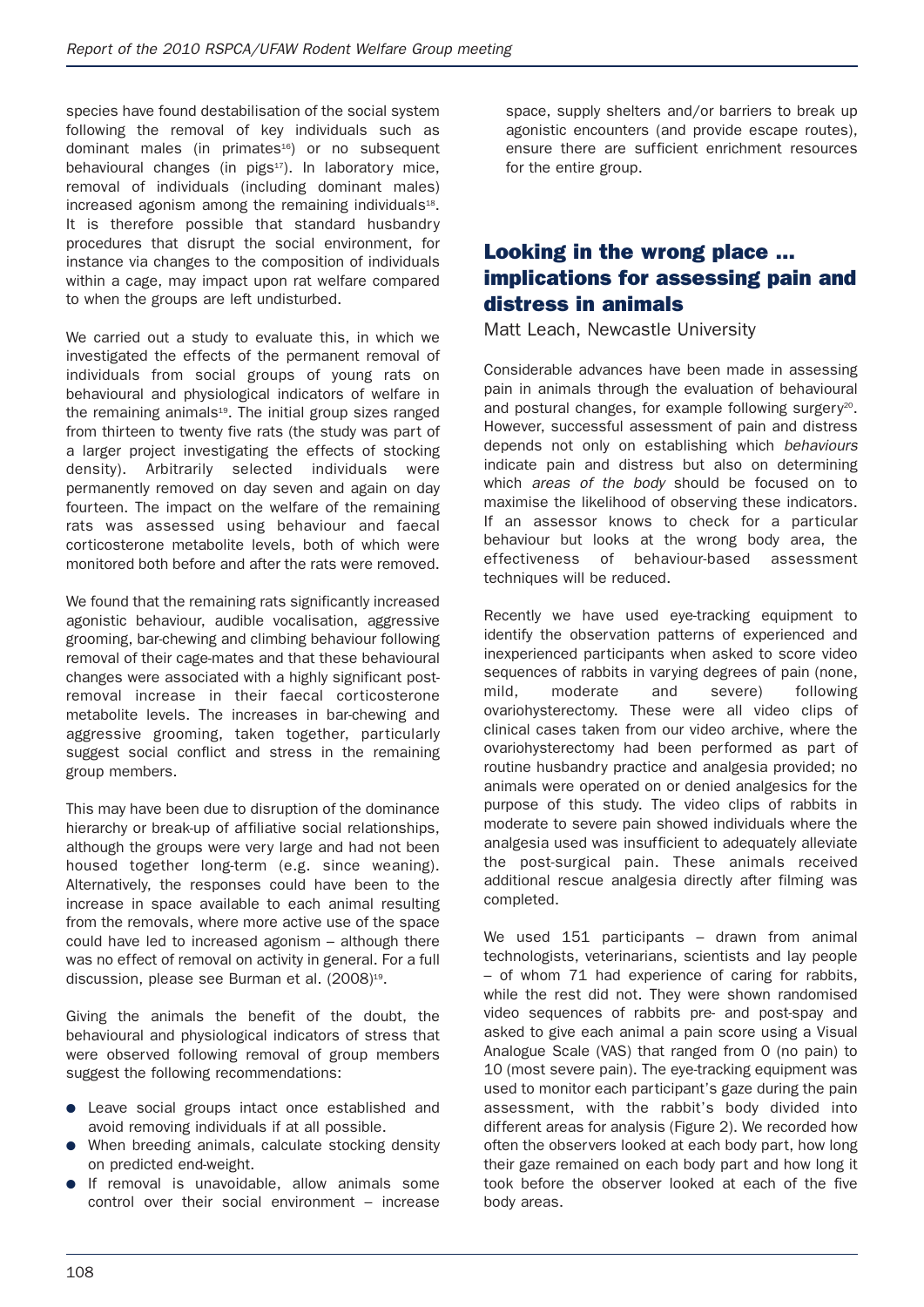species have found destabilisation of the social system following the removal of key individuals such as dominant males (in primates[16]) or no subsequent behavioural changes (in pigs[17]). In laboratory mice, removal of individuals (including dominant males) increased agonism among the remaining individuals[18]. It is therefore possible that standard husbandry procedures that disrupt the social environment, for instance via changes to the composition of individuals within a cage, may impact upon rat welfare compared to when the groups are left undisturbed.

We carried out a study to evaluate this, in which we investigated the effects of the permanent removal of individuals from social groups of young rats on behavioural and physiological indicators of welfare in the remaining animals[19]. The initial group sizes ranged from thirteen to twenty five rats (the study was part of a larger project investigating the effects of stocking density). Arbitrarily selected individuals were permanently removed on day seven and again on day fourteen. The impact on the welfare of the remaining rats was assessed using behaviour and faecal corticosterone metabolite levels, both of which were monitored both before and after the rats were removed.

We found that the remaining rats significantly increased agonistic behaviour, audible vocalisation, aggressive grooming, bar-chewing and climbing behaviour following removal of their cage-mates and that these behavioural changes were associated with a highly significant post-removal increase in their faecal corticosterone metabolite levels. The increases in bar-chewing and aggressive grooming, taken together, particularly suggest social conflict and stress in the remaining group members.

This may have been due to disruption of the dominance hierarchy or break-up of affiliative social relationships, although the groups were very large and had not been housed together long-term (e.g. since weaning). Alternatively, the responses could have been to the increase in space available to each animal resulting from the removals, where more active use of the space could have led to increased agonism – although there was no effect of removal on activity in general. For a full discussion, please see Burman et al. (2008)[19].

Giving the animals the benefit of the doubt, the behavioural and physiological indicators of stress that were observed following removal of group members suggest the following recommendations:

- Leave social groups intact once established and avoid removing individuals if at all possible.
- When breeding animals, calculate stocking density on predicted end-weight.
- If removal is unavoidable, allow animals some control over their social environment – increase space, supply shelters and/or barriers to break up agonistic encounters (and provide escape routes), ensure there are sufficient enrichment resources for the entire group.

## Looking in the wrong place … implications for assessing pain and distress in animals

Matt Leach, Newcastle University

Considerable advances have been made in assessing pain in animals through the evaluation of behavioural and postural changes, for example following surgery[20]. However, successful assessment of pain and distress depends not only on establishing which *behaviours* indicate pain and distress but also on determining which *areas of the body* should be focused on to maximise the likelihood of observing these indicators. If an assessor knows to check for a particular behaviour but looks at the wrong body area, the effectiveness of behaviour-based assessment techniques will be reduced.

Recently we have used eye-tracking equipment to identify the observation patterns of experienced and inexperienced participants when asked to score video sequences of rabbits in varying degrees of pain (none, mild, moderate and severe) following ovariohysterectomy. These were all video clips of clinical cases taken from our video archive, where the ovariohysterectomy had been performed as part of routine husbandry practice and analgesia provided; no animals were operated on or denied analgesics for the purpose of this study. The video clips of rabbits in moderate to severe pain showed individuals where the analgesia used was insufficient to adequately alleviate the post-surgical pain. These animals received additional rescue analgesia directly after filming was completed.

We used 151 participants – drawn from animal technologists, veterinarians, scientists and lay people – of whom 71 had experience of caring for rabbits, while the rest did not. They were shown randomised video sequences of rabbits pre- and post-spay and asked to give each animal a pain score using a Visual Analogue Scale (VAS) that ranged from 0 (no pain) to 10 (most severe pain). The eye-tracking equipment was used to monitor each participant's gaze during the pain assessment, with the rabbit's body divided into different areas for analysis (Figure 2). We recorded how often the observers looked at each body part, how long their gaze remained on each body part and how long it took before the observer looked at each of the five body areas.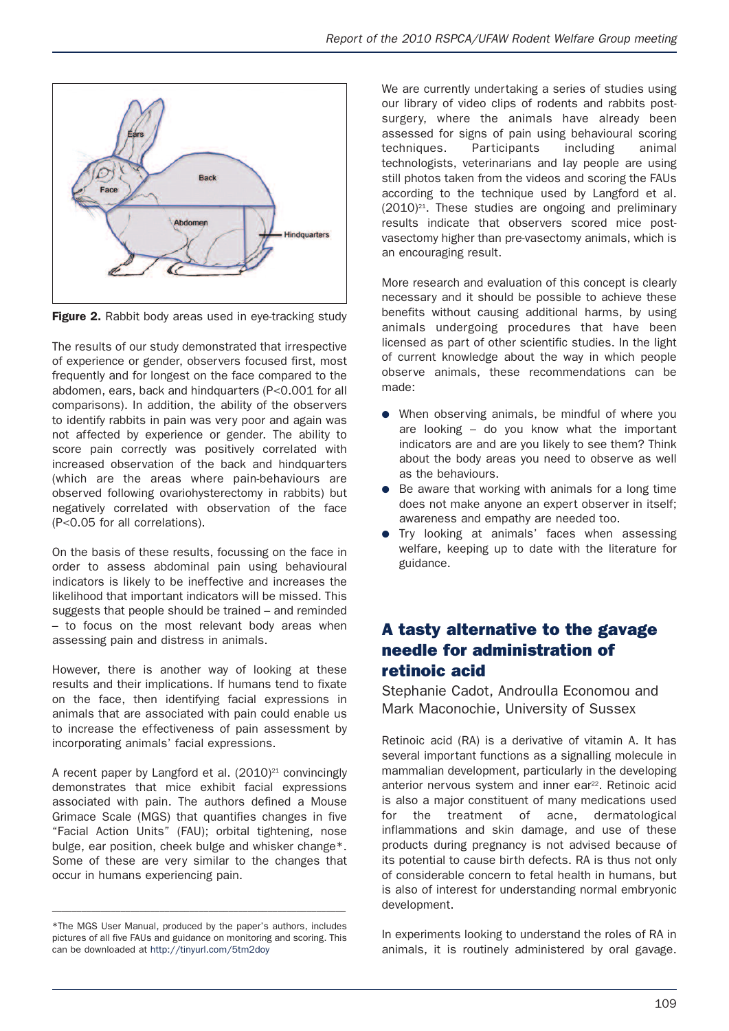Figure 2. Rabbit body areas used in eye-tracking study

The results of our study demonstrated that irrespective of experience or gender, observers focused first, most frequently and for longest on the face compared to the abdomen, ears, back and hindquarters ($P<0.001$ for all comparisons). In addition, the ability of the observers to identify rabbits in pain was very poor and again was not affected by experience or gender. The ability to score pain correctly was positively correlated with increased observation of the back and hindquarters (which are the areas where pain-behaviours are observed following ovariohysterectomy in rabbits) but negatively correlated with observation of the face ($P<0.05$ for all correlations).

On the basis of these results, focussing on the face in order to assess abdominal pain using behavioural indicators is likely to be ineffective and increases the likelihood that important indicators will be missed. This suggests that people should be trained – and reminded – to focus on the most relevant body areas when assessing pain and distress in animals.

However, there is another way of looking at these results and their implications. If humans tend to fixate on the face, then identifying facial expressions in animals that are associated with pain could enable us to increase the effectiveness of pain assessment by incorporating animals' facial expressions.

A recent paper by Langford et al. (2010)[21] convincingly demonstrates that mice exhibit facial expressions associated with pain. The authors defined a Mouse Grimace Scale (MGS) that quantifies changes in five "Facial Action Units" (FAU); orbital tightening, nose bulge, ear position, cheek bulge and whisker change*. Some of these are very similar to the changes that occur in humans experiencing pain.

We are currently undertaking a series of studies using our library of video clips of rodents and rabbits post-surgery, where the animals have already been assessed for signs of pain using behavioural scoring techniques. Participants including animal technologists, veterinarians and lay people are using still photos taken from the videos and scoring the FAUs according to the technique used by Langford et al. (2010)[21]. These studies are ongoing and preliminary results indicate that observers scored mice post-vasectomy higher than pre-vasectomy animals, which is an encouraging result.

More research and evaluation of this concept is clearly necessary and it should be possible to achieve these benefits without causing additional harms, by using animals undergoing procedures that have been licensed as part of other scientific studies. In the light of current knowledge about the way in which people observe animals, these recommendations can be made:

- When observing animals, be mindful of where you are looking – do you know what the important indicators are and are you likely to see them? Think about the body areas you need to observe as well as the behaviours.
- Be aware that working with animals for a long time does not make anyone an expert observer in itself; awareness and empathy are needed too.
- Try looking at animals' faces when assessing welfare, keeping up to date with the literature for guidance.

## A tasty alternative to the gavage needle for administration of retinoic acid

Stephanie Cadot, Androulla Economou and Mark Maconochie, University of Sussex

Retinoic acid (RA) is a derivative of vitamin A. It has several important functions as a signalling molecule in mammalian development, particularly in the developing anterior nervous system and inner ear[22]. Retinoic acid is also a major constituent of many medications used for the treatment of acne, dermatological inflammations and skin damage, and use of these products during pregnancy is not advised because of its potential to cause birth defects. RA is thus not only of considerable concern to fetal health in humans, but is also of interest for understanding normal embryonic development.

In experiments looking to understand the roles of RA in animals, it is routinely administered by oral gavage.

---

*The MGS User Manual, produced by the paper's authors, includes pictures of all five FAUs and guidance on monitoring and scoring. This can be downloaded at http://tinyurl.com/5tm2doy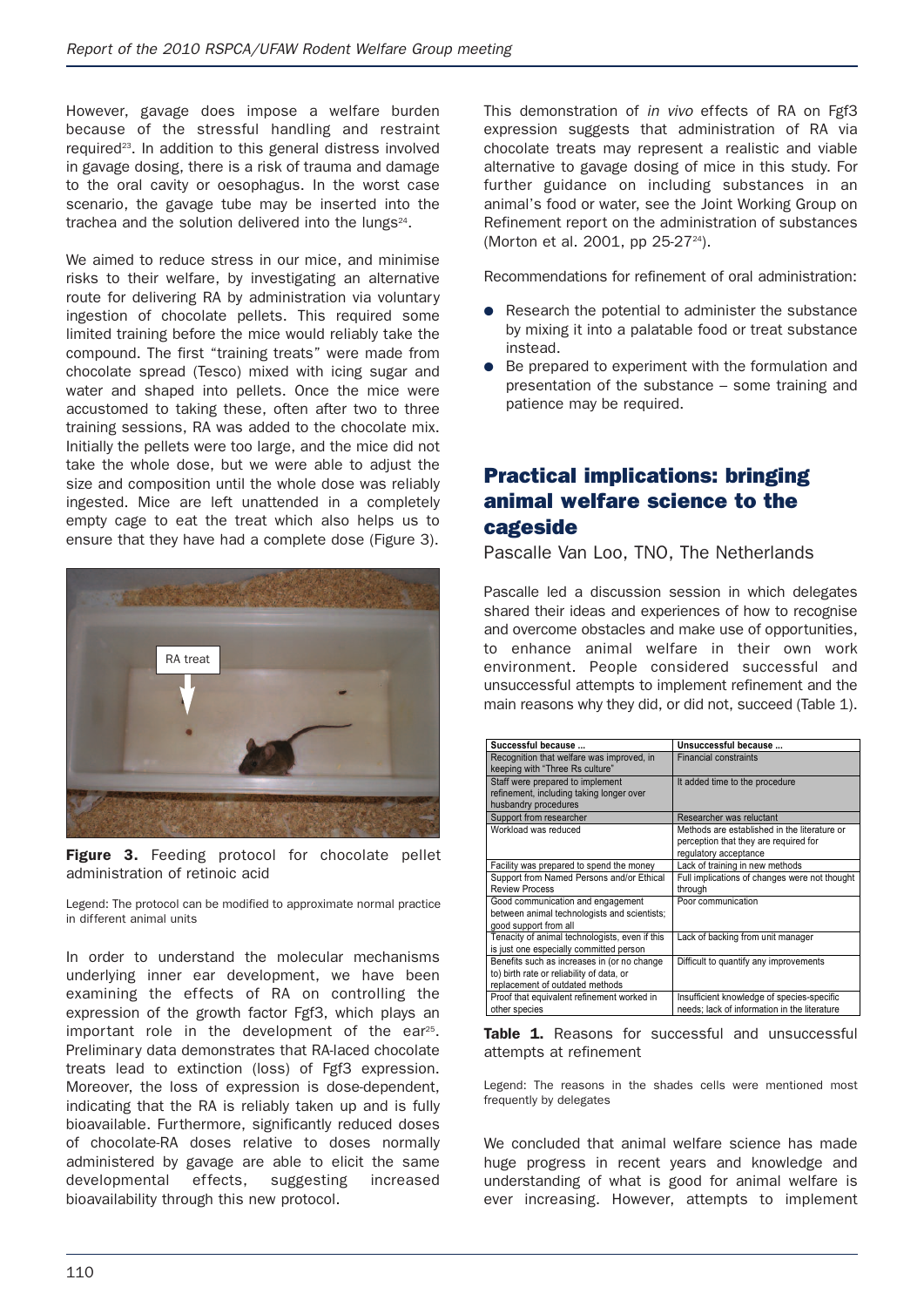However, gavage does impose a welfare burden because of the stressful handling and restraint required[23]. In addition to this general distress involved in gavage dosing, there is a risk of trauma and damage to the oral cavity or oesophagus. In the worst case scenario, the gavage tube may be inserted into the trachea and the solution delivered into the lungs[24].

We aimed to reduce stress in our mice, and minimise risks to their welfare, by investigating an alternative route for delivering RA by administration via voluntary ingestion of chocolate pellets. This required some limited training before the mice would reliably take the compound. The first "training treats" were made from chocolate spread (Tesco) mixed with icing sugar and water and shaped into pellets. Once the mice were accustomed to taking these, often after two to three training sessions, RA was added to the chocolate mix. Initially the pellets were too large, and the mice did not take the whole dose, but we were able to adjust the size and composition until the whole dose was reliably ingested. Mice are left unattended in a completely empty cage to eat the treat which also helps us to ensure that they have had a complete dose (Figure 3).

RA treat

**Figure 3.** Feeding protocol for chocolate pellet administration of retinoic acid

Legend: The protocol can be modified to approximate normal practice in different animal units

In order to understand the molecular mechanisms underlying inner ear development, we have been examining the effects of RA on controlling the expression of the growth factor Fgf3, which plays an important role in the development of the ear[25]. Preliminary data demonstrates that RA-laced chocolate treats lead to extinction (loss) of Fgf3 expression. Moreover, the loss of expression is dose-dependent, indicating that the RA is reliably taken up and is fully bioavailable. Furthermore, significantly reduced doses of chocolate-RA doses relative to doses normally administered by gavage are able to elicit the same developmental effects, suggesting increased bioavailability through this new protocol.

This demonstration of *in vivo* effects of RA on Fgf3 expression suggests that administration of RA via chocolate treats may represent a realistic and viable alternative to gavage dosing of mice in this study. For further guidance on including substances in an animal's food or water, see the Joint Working Group on Refinement report on the administration of substances (Morton et al. 2001, pp 25-27[24]).

Recommendations for refinement of oral administration:

- Research the potential to administer the substance by mixing it into a palatable food or treat substance instead.
- Be prepared to experiment with the formulation and presentation of the substance – some training and patience may be required.

## Practical implications: bringing animal welfare science to the cageside

Pascalle Van Loo, TNO, The Netherlands

Pascalle led a discussion session in which delegates shared their ideas and experiences of how to recognise and overcome obstacles and make use of opportunities, to enhance animal welfare in their own work environment. People considered successful and unsuccessful attempts to implement refinement and the main reasons why they did, or did not, succeed (Table 1).

| Successful because ... | Unsuccessful because ... |
|---|---|
| Recognition that welfare was improved, in keeping with "Three Rs culture" | Financial constraints |
| Staff were prepared to implement refinement, including taking longer over husbandry procedures | It added time to the procedure |
| Support from researcher | Researcher was reluctant |
| Workload was reduced | Methods are established in the literature or perception that they are required for regulatory acceptance |
| Facility was prepared to spend the money | Lack of training in new methods |
| Support from Named Persons and/or Ethical Review Process | Full implications of changes were not thought through |
| Good communication and engagement between animal technologists and scientists; good support from all | Poor communication |
| Tenacity of animal technologists, even if this is just one especially committed person | Lack of backing from unit manager |
| Benefits such as increases in (or no change to) birth rate or reliability of data, or replacement of outdated methods | Difficult to quantify any improvements |
| Proof that equivalent refinement worked in other species | Insufficient knowledge of species-specific needs; lack of information in the literature |

**Table 1.** Reasons for successful and unsuccessful attempts at refinement

Legend: The reasons in the shades cells were mentioned most frequently by delegates

We concluded that animal welfare science has made huge progress in recent years and knowledge and understanding of what is good for animal welfare is ever increasing. However, attempts to implement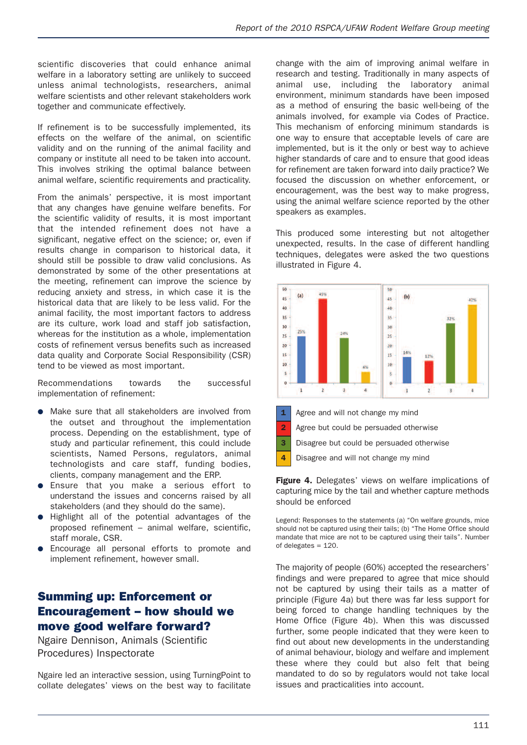scientific discoveries that could enhance animal welfare in a laboratory setting are unlikely to succeed unless animal technologists, researchers, animal welfare scientists and other relevant stakeholders work together and communicate effectively.

If refinement is to be successfully implemented, its effects on the welfare of the animal, on scientific validity and on the running of the animal facility and company or institute all need to be taken into account. This involves striking the optimal balance between animal welfare, scientific requirements and practicality.

From the animals' perspective, it is most important that any changes have genuine welfare benefits. For the scientific validity of results, it is most important that the intended refinement does not have a significant, negative effect on the science; or, even if results change in comparison to historical data, it should still be possible to draw valid conclusions. As demonstrated by some of the other presentations at the meeting, refinement can improve the science by reducing anxiety and stress, in which case it is the historical data that are likely to be less valid. For the animal facility, the most important factors to address are its culture, work load and staff job satisfaction, whereas for the institution as a whole, implementation costs of refinement versus benefits such as increased data quality and Corporate Social Responsibility (CSR) tend to be viewed as most important.

Recommendations towards the successful implementation of refinement:

- Make sure that all stakeholders are involved from the outset and throughout the implementation process. Depending on the establishment, type of study and particular refinement, this could include scientists, Named Persons, regulators, animal technologists and care staff, funding bodies, clients, company management and the ERP.
- Ensure that you make a serious effort to understand the issues and concerns raised by all stakeholders (and they should do the same).
- Highlight all of the potential advantages of the proposed refinement – animal welfare, scientific, staff morale, CSR.
- Encourage all personal efforts to promote and implement refinement, however small.

## Summing up: Enforcement or Encouragement – how should we move good welfare forward?

Ngaire Dennison, Animals (Scientific Procedures) Inspectorate

Ngaire led an interactive session, using TurningPoint to collate delegates' views on the best way to facilitate change with the aim of improving animal welfare in research and testing. Traditionally in many aspects of animal use, including the laboratory animal environment, minimum standards have been imposed as a method of ensuring the basic well-being of the animals involved, for example via Codes of Practice. This mechanism of enforcing minimum standards is one way to ensure that acceptable levels of care are implemented, but is it the only or best way to achieve higher standards of care and to ensure that good ideas for refinement are taken forward into daily practice? We focused the discussion on whether enforcement, or encouragement, was the best way to make progress, using the animal welfare science reported by the other speakers as examples.

This produced some interesting but not altogether unexpected, results. In the case of different handling techniques, delegates were asked the two questions illustrated in Figure 4.

| Response | (a) | (b) |
|---|---|---|
| 1 Agree and will not change my mind | 25% | 14% |
| 2 Agree but could be persuaded otherwise | 45% | 12% |
| 3 Disagree but could be persuaded otherwise | 24% | 32% |
| 4 Disagree and will not change my mind | 6% | 42% |

**Figure 4.** Delegates' views on welfare implications of capturing mice by the tail and whether capture methods should be enforced

Legend: Responses to the statements (a) "On welfare grounds, mice should not be captured using their tails; (b) "The Home Office should mandate that mice are not to be captured using their tails". Number of delegates = 120.

The majority of people (60%) accepted the researchers' findings and were prepared to agree that mice should not be captured by using their tails as a matter of principle (Figure 4a) but there was far less support for being forced to change handling techniques by the Home Office (Figure 4b). When this was discussed further, some people indicated that they were keen to find out about new developments in the understanding of animal behaviour, biology and welfare and implement these where they could but also felt that being mandated to do so by regulators would not take local issues and practicalities into account.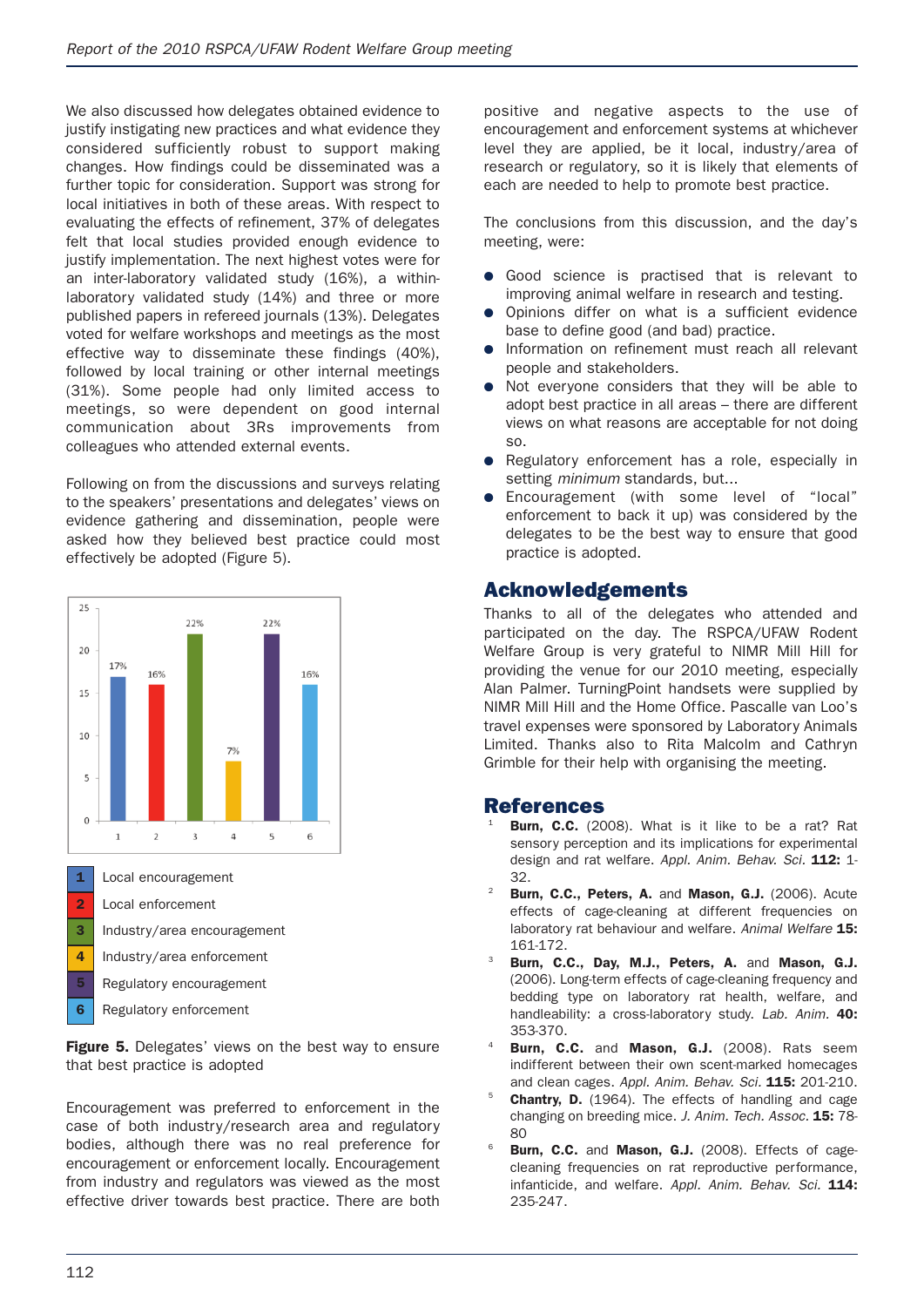We also discussed how delegates obtained evidence to justify instigating new practices and what evidence they considered sufficiently robust to support making changes. How findings could be disseminated was a further topic for consideration. Support was strong for local initiatives in both of these areas. With respect to evaluating the effects of refinement, 37% of delegates felt that local studies provided enough evidence to justify implementation. The next highest votes were for an inter-laboratory validated study (16%), a within-laboratory validated study (14%) and three or more published papers in refereed journals (13%). Delegates voted for welfare workshops and meetings as the most effective way to disseminate these findings (40%), followed by local training or other internal meetings (31%). Some people had only limited access to meetings, so were dependent on good internal communication about 3Rs improvements from colleagues who attended external events.

Following on from the discussions and surveys relating to the speakers' presentations and delegates' views on evidence gathering and dissemination, people were asked how they believed best practice could most effectively be adopted (Figure 5).

| | Option | % |
|---|---|---|
| 1 | Local encouragement | 17% |
| 2 | Local enforcement | 16% |
| 3 | Industry/area encouragement | 22% |
| 4 | Industry/area enforcement | 7% |
| 5 | Regulatory encouragement | 22% |
| 6 | Regulatory enforcement | 16% |

**Figure 5.** Delegates' views on the best way to ensure that best practice is adopted

Encouragement was preferred to enforcement in the case of both industry/research area and regulatory bodies, although there was no real preference for encouragement or enforcement locally. Encouragement from industry and regulators was viewed as the most effective driver towards best practice. There are both positive and negative aspects to the use of encouragement and enforcement systems at whichever level they are applied, be it local, industry/area of research or regulatory, so it is likely that elements of each are needed to help to promote best practice.

The conclusions from this discussion, and the day's meeting, were:

- Good science is practised that is relevant to improving animal welfare in research and testing.
- Opinions differ on what is a sufficient evidence base to define good (and bad) practice.
- Information on refinement must reach all relevant people and stakeholders.
- Not everyone considers that they will be able to adopt best practice in all areas – there are different views on what reasons are acceptable for not doing so.
- Regulatory enforcement has a role, especially in setting *minimum* standards, but...
- Encouragement (with some level of "local" enforcement to back it up) was considered by the delegates to be the best way to ensure that good practice is adopted.

## Acknowledgements

Thanks to all of the delegates who attended and participated on the day. The RSPCA/UFAW Rodent Welfare Group is very grateful to NIMR Mill Hill for providing the venue for our 2010 meeting, especially Alan Palmer. TurningPoint handsets were supplied by NIMR Mill Hill and the Home Office. Pascalle van Loo's travel expenses were sponsored by Laboratory Animals Limited. Thanks also to Rita Malcolm and Cathryn Grimble for their help with organising the meeting.

## References

1. **Burn, C.C.** (2008). What is it like to be a rat? Rat sensory perception and its implications for experimental design and rat welfare. *Appl. Anim. Behav. Sci.* **112:** 1-32.
2. **Burn, C.C., Peters, A.** and **Mason, G.J.** (2006). Acute effects of cage-cleaning at different frequencies on laboratory rat behaviour and welfare. *Animal Welfare* **15:** 161-172.
3. **Burn, C.C., Day, M.J., Peters, A.** and **Mason, G.J.** (2006). Long-term effects of cage-cleaning frequency and bedding type on laboratory rat health, welfare, and handleability: a cross-laboratory study. *Lab. Anim.* **40:** 353-370.
4. **Burn, C.C.** and **Mason, G.J.** (2008). Rats seem indifferent between their own scent-marked homecages and clean cages. *Appl. Anim. Behav. Sci.* **115:** 201-210.
5. **Chantry, D.** (1964). The effects of handling and cage changing on breeding mice. *J. Anim. Tech. Assoc.* **15:** 78-80
6. **Burn, C.C.** and **Mason, G.J.** (2008). Effects of cage-cleaning frequencies on rat reproductive performance, infanticide, and welfare. *Appl. Anim. Behav. Sci.* **114:** 235-247.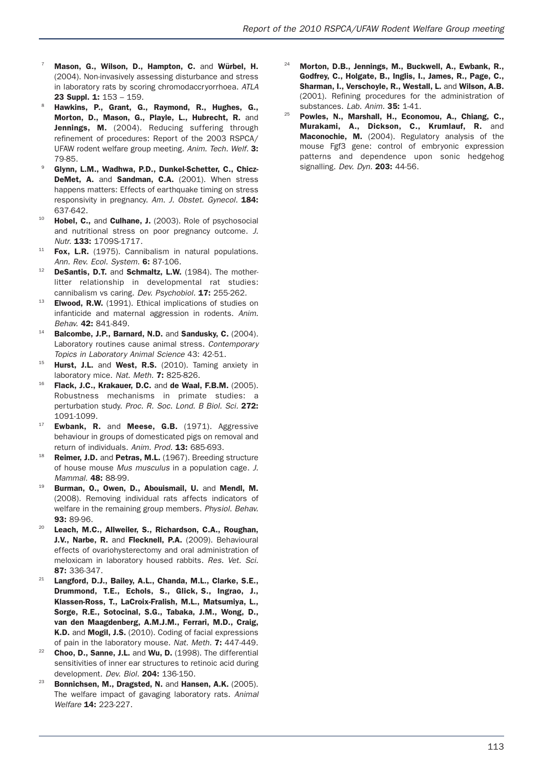7. **Mason, G., Wilson, D., Hampton, C.** and **Würbel, H.** (2004). Non-invasively assessing disturbance and stress in laboratory rats by scoring chromodaccryorrhoea. *ATLA* **23 Suppl. 1:** 153 – 159.
8. **Hawkins, P., Grant, G., Raymond, R., Hughes, G., Morton, D., Mason, G., Playle, L., Hubrecht, R.** and **Jennings, M.** (2004). Reducing suffering through refinement of procedures: Report of the 2003 RSPCA/UFAW rodent welfare group meeting. *Anim. Tech. Welf.* **3:** 79-85.
9. **Glynn, L.M., Wadhwa, P.D., Dunkel-Schetter, C., Chicz-DeMet, A.** and **Sandman, C.A.** (2001). When stress happens matters: Effects of earthquake timing on stress responsivity in pregnancy. *Am. J. Obstet. Gynecol.* **184:** 637-642.
10. **Hobel, C.,** and **Culhane, J.** (2003). Role of psychosocial and nutritional stress on poor pregnancy outcome. *J. Nutr.* **133:** 1709S-1717.
11. **Fox, L.R.** (1975). Cannibalism in natural populations. *Ann. Rev. Ecol. System.* **6:** 87-106.
12. **DeSantis, D.T.** and **Schmaltz, L.W.** (1984). The mother-litter relationship in developmental rat studies: cannibalism vs caring. *Dev. Psychobiol.* **17:** 255-262.
13. **Elwood, R.W.** (1991). Ethical implications of studies on infanticide and maternal aggression in rodents. *Anim. Behav.* **42:** 841-849.
14. **Balcombe, J.P., Barnard, N.D.** and **Sandusky, C.** (2004). Laboratory routines cause animal stress. *Contemporary Topics in Laboratory Animal Science* 43: 42-51.
15. **Hurst, J.L.** and **West, R.S.** (2010). Taming anxiety in laboratory mice. *Nat. Meth.* **7:** 825-826.
16. **Flack, J.C., Krakauer, D.C.** and **de Waal, F.B.M.** (2005). Robustness mechanisms in primate studies: a perturbation study. *Proc. R. Soc. Lond. B Biol. Sci.* **272:** 1091-1099.
17. **Ewbank, R.** and **Meese, G.B.** (1971). Aggressive behaviour in groups of domesticated pigs on removal and return of individuals. *Anim. Prod.* **13:** 685-693.
18. **Reimer, J.D.** and **Petras, M.L.** (1967). Breeding structure of house mouse *Mus musculus* in a population cage. *J. Mammal.* **48:** 88-99.
19. **Burman, O., Owen, D., Abouismail, U.** and **Mendl, M.** (2008). Removing individual rats affects indicators of welfare in the remaining group members. *Physiol. Behav.* **93:** 89-96.
20. **Leach, M.C., Allweiler, S., Richardson, C.A., Roughan, J.V., Narbe, R.** and **Flecknell, P.A.** (2009). Behavioural effects of ovariohysterectomy and oral administration of meloxicam in laboratory housed rabbits. *Res. Vet. Sci.* **87:** 336-347.
21. **Langford, D.J., Bailey, A.L., Chanda, M.L., Clarke, S.E., Drummond, T.E., Echols, S., Glick, S., Ingrao, J., Klassen-Ross, T., LaCroix-Fralish, M.L., Matsumiya, L., Sorge, R.E., Sotocinal, S.G., Tabaka, J.M., Wong, D., van den Maagdenberg, A.M.J.M., Ferrari, M.D., Craig, K.D.** and **Mogil, J.S.** (2010). Coding of facial expressions of pain in the laboratory mouse. *Nat. Meth.* **7:** 447-449.
22. **Choo, D., Sanne, J.L.** and **Wu, D.** (1998). The differential sensitivities of inner ear structures to retinoic acid during development. *Dev. Biol.* **204:** 136-150.
23. **Bonnichsen, M., Dragsted, N.** and **Hansen, A.K.** (2005). The welfare impact of gavaging laboratory rats. *Animal Welfare* **14:** 223-227.
24. **Morton, D.B., Jennings, M., Buckwell, A., Ewbank, R., Godfrey, C., Holgate, B., Inglis, I., James, R., Page, C., Sharman, I., Verschoyle, R., Westall, L.** and **Wilson, A.B.** (2001). Refining procedures for the administration of substances. *Lab. Anim.* **35:** 1-41.
25. **Powles, N., Marshall, H., Economou, A., Chiang, C., Murakami, A., Dickson, C., Krumlauf, R.** and **Maconochie, M.** (2004). Regulatory analysis of the mouse Fgf3 gene: control of embryonic expression patterns and dependence upon sonic hedgehog signalling. *Dev. Dyn.* **203:** 44-56.